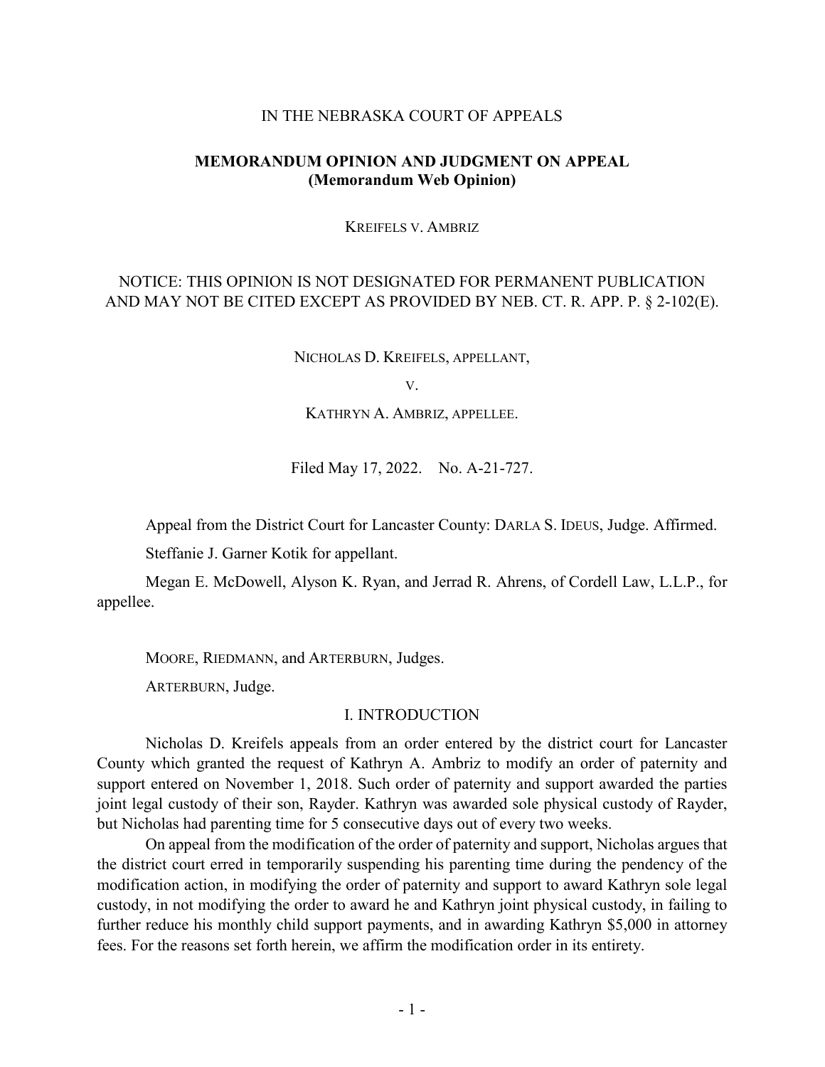IN THE NEBRASKA COURT OF APPEALS

**MEMORANDUM OPINION AND JUDGMENT ON APPEAL**
**(Memorandum Web Opinion)**

KREIFELS V. AMBRIZ

NOTICE: THIS OPINION IS NOT DESIGNATED FOR PERMANENT PUBLICATION AND MAY NOT BE CITED EXCEPT AS PROVIDED BY NEB. CT. R. APP. P. § 2-102(E).

NICHOLAS D. KREIFELS, APPELLANT,

V.

KATHRYN A. AMBRIZ, APPELLEE.

Filed May 17, 2022. No. A-21-727.

Appeal from the District Court for Lancaster County: DARLA S. IDEUS, Judge. Affirmed.

Steffanie J. Garner Kotik for appellant.

Megan E. McDowell, Alyson K. Ryan, and Jerrad R. Ahrens, of Cordell Law, L.L.P., for appellee.

MOORE, RIEDMANN, and ARTERBURN, Judges.

ARTERBURN, Judge.

## I. INTRODUCTION

Nicholas D. Kreifels appeals from an order entered by the district court for Lancaster County which granted the request of Kathryn A. Ambriz to modify an order of paternity and support entered on November 1, 2018. Such order of paternity and support awarded the parties joint legal custody of their son, Rayder. Kathryn was awarded sole physical custody of Rayder, but Nicholas had parenting time for 5 consecutive days out of every two weeks.

On appeal from the modification of the order of paternity and support, Nicholas argues that the district court erred in temporarily suspending his parenting time during the pendency of the modification action, in modifying the order of paternity and support to award Kathryn sole legal custody, in not modifying the order to award he and Kathryn joint physical custody, in failing to further reduce his monthly child support payments, and in awarding Kathryn $5,000 in attorney fees. For the reasons set forth herein, we affirm the modification order in its entirety.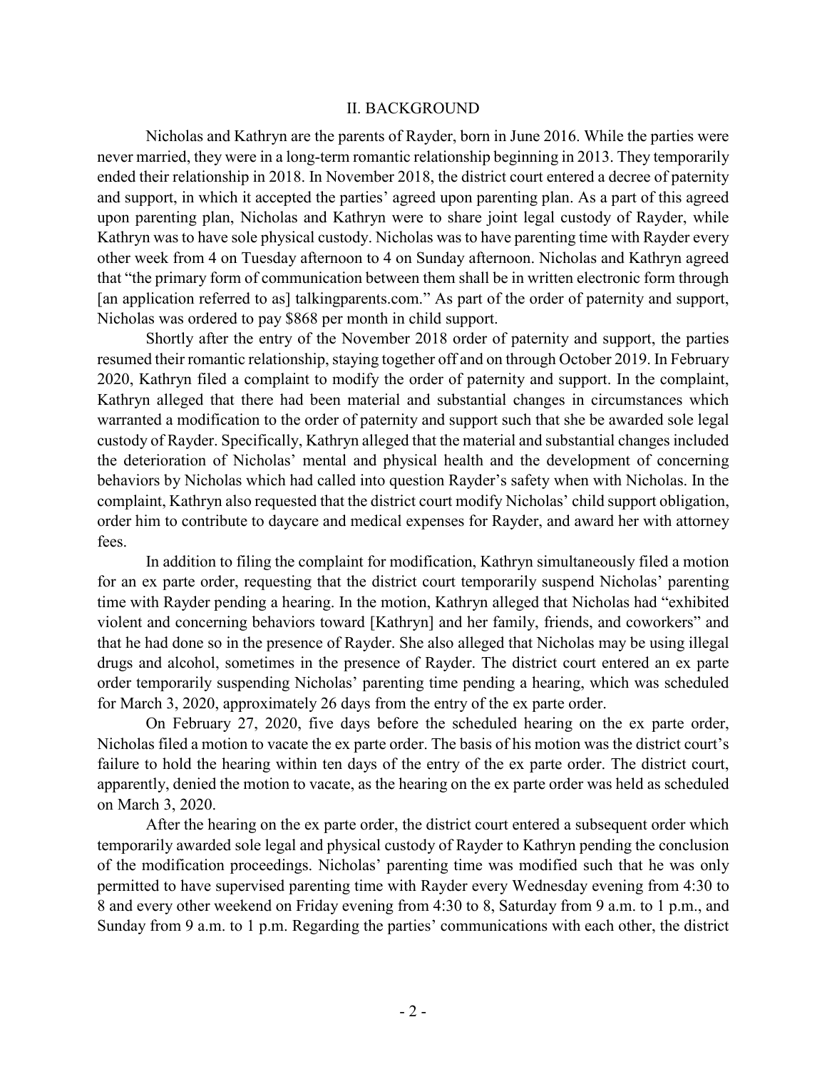## II. BACKGROUND

Nicholas and Kathryn are the parents of Rayder, born in June 2016. While the parties were never married, they were in a long-term romantic relationship beginning in 2013. They temporarily ended their relationship in 2018. In November 2018, the district court entered a decree of paternity and support, in which it accepted the parties' agreed upon parenting plan. As a part of this agreed upon parenting plan, Nicholas and Kathryn were to share joint legal custody of Rayder, while Kathryn was to have sole physical custody. Nicholas was to have parenting time with Rayder every other week from 4 on Tuesday afternoon to 4 on Sunday afternoon. Nicholas and Kathryn agreed that "the primary form of communication between them shall be in written electronic form through [an application referred to as] talkingparents.com." As part of the order of paternity and support, Nicholas was ordered to pay $868 per month in child support.

Shortly after the entry of the November 2018 order of paternity and support, the parties resumed their romantic relationship, staying together off and on through October 2019. In February 2020, Kathryn filed a complaint to modify the order of paternity and support. In the complaint, Kathryn alleged that there had been material and substantial changes in circumstances which warranted a modification to the order of paternity and support such that she be awarded sole legal custody of Rayder. Specifically, Kathryn alleged that the material and substantial changes included the deterioration of Nicholas' mental and physical health and the development of concerning behaviors by Nicholas which had called into question Rayder's safety when with Nicholas. In the complaint, Kathryn also requested that the district court modify Nicholas' child support obligation, order him to contribute to daycare and medical expenses for Rayder, and award her with attorney fees.

In addition to filing the complaint for modification, Kathryn simultaneously filed a motion for an ex parte order, requesting that the district court temporarily suspend Nicholas' parenting time with Rayder pending a hearing. In the motion, Kathryn alleged that Nicholas had "exhibited violent and concerning behaviors toward [Kathryn] and her family, friends, and coworkers" and that he had done so in the presence of Rayder. She also alleged that Nicholas may be using illegal drugs and alcohol, sometimes in the presence of Rayder. The district court entered an ex parte order temporarily suspending Nicholas' parenting time pending a hearing, which was scheduled for March 3, 2020, approximately 26 days from the entry of the ex parte order.

On February 27, 2020, five days before the scheduled hearing on the ex parte order, Nicholas filed a motion to vacate the ex parte order. The basis of his motion was the district court's failure to hold the hearing within ten days of the entry of the ex parte order. The district court, apparently, denied the motion to vacate, as the hearing on the ex parte order was held as scheduled on March 3, 2020.

After the hearing on the ex parte order, the district court entered a subsequent order which temporarily awarded sole legal and physical custody of Rayder to Kathryn pending the conclusion of the modification proceedings. Nicholas' parenting time was modified such that he was only permitted to have supervised parenting time with Rayder every Wednesday evening from 4:30 to 8 and every other weekend on Friday evening from 4:30 to 8, Saturday from 9 a.m. to 1 p.m., and Sunday from 9 a.m. to 1 p.m. Regarding the parties' communications with each other, the district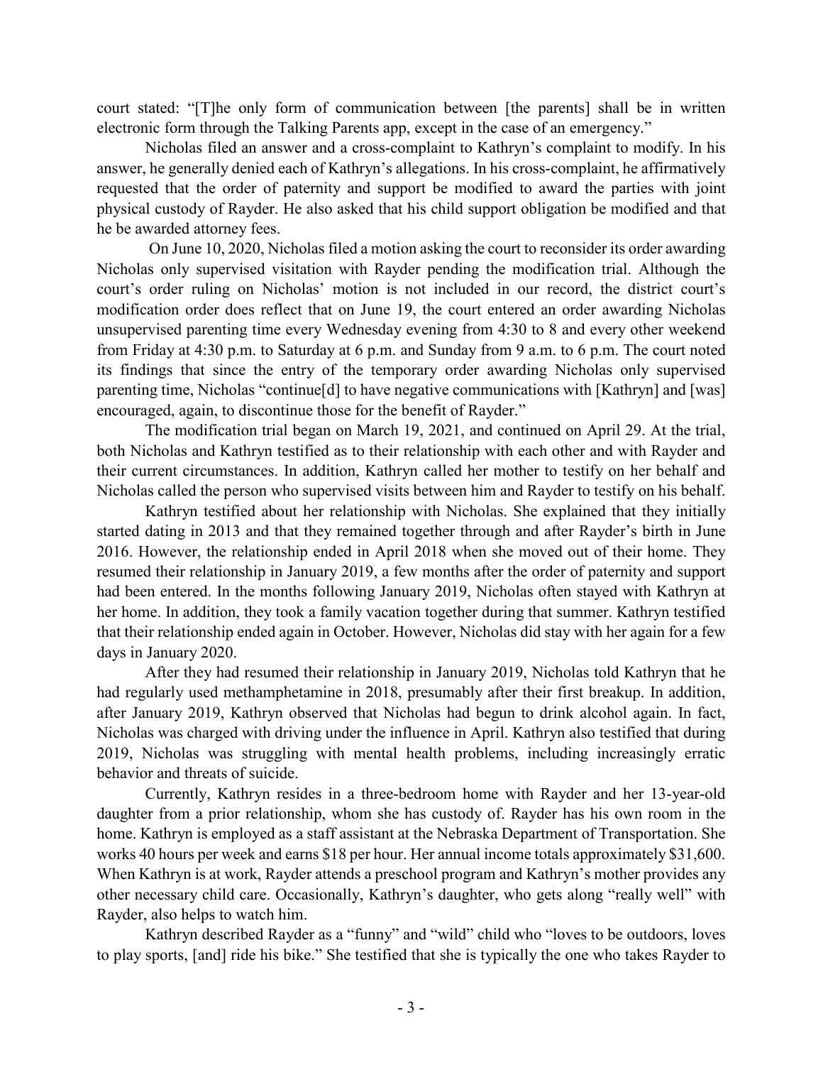court stated: "[T]he only form of communication between [the parents] shall be in written electronic form through the Talking Parents app, except in the case of an emergency."

Nicholas filed an answer and a cross-complaint to Kathryn's complaint to modify. In his answer, he generally denied each of Kathryn's allegations. In his cross-complaint, he affirmatively requested that the order of paternity and support be modified to award the parties with joint physical custody of Rayder. He also asked that his child support obligation be modified and that he be awarded attorney fees.

On June 10, 2020, Nicholas filed a motion asking the court to reconsider its order awarding Nicholas only supervised visitation with Rayder pending the modification trial. Although the court's order ruling on Nicholas' motion is not included in our record, the district court's modification order does reflect that on June 19, the court entered an order awarding Nicholas unsupervised parenting time every Wednesday evening from 4:30 to 8 and every other weekend from Friday at 4:30 p.m. to Saturday at 6 p.m. and Sunday from 9 a.m. to 6 p.m. The court noted its findings that since the entry of the temporary order awarding Nicholas only supervised parenting time, Nicholas "continue[d] to have negative communications with [Kathryn] and [was] encouraged, again, to discontinue those for the benefit of Rayder."

The modification trial began on March 19, 2021, and continued on April 29. At the trial, both Nicholas and Kathryn testified as to their relationship with each other and with Rayder and their current circumstances. In addition, Kathryn called her mother to testify on her behalf and Nicholas called the person who supervised visits between him and Rayder to testify on his behalf.

Kathryn testified about her relationship with Nicholas. She explained that they initially started dating in 2013 and that they remained together through and after Rayder's birth in June 2016. However, the relationship ended in April 2018 when she moved out of their home. They resumed their relationship in January 2019, a few months after the order of paternity and support had been entered. In the months following January 2019, Nicholas often stayed with Kathryn at her home. In addition, they took a family vacation together during that summer. Kathryn testified that their relationship ended again in October. However, Nicholas did stay with her again for a few days in January 2020.

After they had resumed their relationship in January 2019, Nicholas told Kathryn that he had regularly used methamphetamine in 2018, presumably after their first breakup. In addition, after January 2019, Kathryn observed that Nicholas had begun to drink alcohol again. In fact, Nicholas was charged with driving under the influence in April. Kathryn also testified that during 2019, Nicholas was struggling with mental health problems, including increasingly erratic behavior and threats of suicide.

Currently, Kathryn resides in a three-bedroom home with Rayder and her 13-year-old daughter from a prior relationship, whom she has custody of. Rayder has his own room in the home. Kathryn is employed as a staff assistant at the Nebraska Department of Transportation. She works 40 hours per week and earns $18 per hour. Her annual income totals approximately $31,600. When Kathryn is at work, Rayder attends a preschool program and Kathryn's mother provides any other necessary child care. Occasionally, Kathryn's daughter, who gets along "really well" with Rayder, also helps to watch him.

Kathryn described Rayder as a "funny" and "wild" child who "loves to be outdoors, loves to play sports, [and] ride his bike." She testified that she is typically the one who takes Rayder to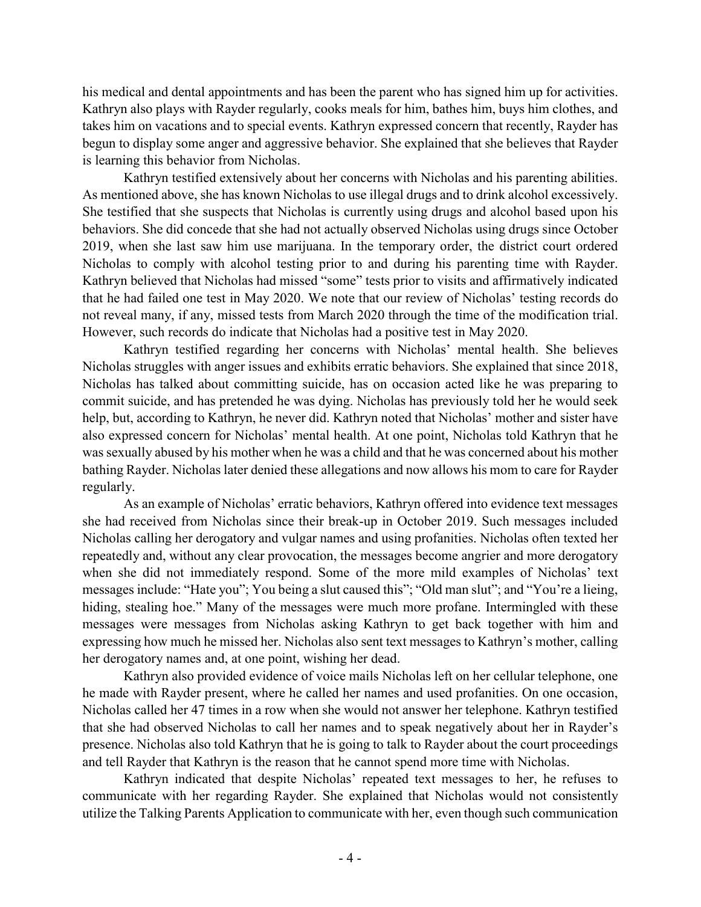his medical and dental appointments and has been the parent who has signed him up for activities. Kathryn also plays with Rayder regularly, cooks meals for him, bathes him, buys him clothes, and takes him on vacations and to special events. Kathryn expressed concern that recently, Rayder has begun to display some anger and aggressive behavior. She explained that she believes that Rayder is learning this behavior from Nicholas.

Kathryn testified extensively about her concerns with Nicholas and his parenting abilities. As mentioned above, she has known Nicholas to use illegal drugs and to drink alcohol excessively. She testified that she suspects that Nicholas is currently using drugs and alcohol based upon his behaviors. She did concede that she had not actually observed Nicholas using drugs since October 2019, when she last saw him use marijuana. In the temporary order, the district court ordered Nicholas to comply with alcohol testing prior to and during his parenting time with Rayder. Kathryn believed that Nicholas had missed "some" tests prior to visits and affirmatively indicated that he had failed one test in May 2020. We note that our review of Nicholas' testing records do not reveal many, if any, missed tests from March 2020 through the time of the modification trial. However, such records do indicate that Nicholas had a positive test in May 2020.

Kathryn testified regarding her concerns with Nicholas' mental health. She believes Nicholas struggles with anger issues and exhibits erratic behaviors. She explained that since 2018, Nicholas has talked about committing suicide, has on occasion acted like he was preparing to commit suicide, and has pretended he was dying. Nicholas has previously told her he would seek help, but, according to Kathryn, he never did. Kathryn noted that Nicholas' mother and sister have also expressed concern for Nicholas' mental health. At one point, Nicholas told Kathryn that he was sexually abused by his mother when he was a child and that he was concerned about his mother bathing Rayder. Nicholas later denied these allegations and now allows his mom to care for Rayder regularly.

As an example of Nicholas' erratic behaviors, Kathryn offered into evidence text messages she had received from Nicholas since their break-up in October 2019. Such messages included Nicholas calling her derogatory and vulgar names and using profanities. Nicholas often texted her repeatedly and, without any clear provocation, the messages become angrier and more derogatory when she did not immediately respond. Some of the more mild examples of Nicholas' text messages include: "Hate you"; You being a slut caused this"; "Old man slut"; and "You're a lieing, hiding, stealing hoe." Many of the messages were much more profane. Intermingled with these messages were messages from Nicholas asking Kathryn to get back together with him and expressing how much he missed her. Nicholas also sent text messages to Kathryn's mother, calling her derogatory names and, at one point, wishing her dead.

Kathryn also provided evidence of voice mails Nicholas left on her cellular telephone, one he made with Rayder present, where he called her names and used profanities. On one occasion, Nicholas called her 47 times in a row when she would not answer her telephone. Kathryn testified that she had observed Nicholas to call her names and to speak negatively about her in Rayder's presence. Nicholas also told Kathryn that he is going to talk to Rayder about the court proceedings and tell Rayder that Kathryn is the reason that he cannot spend more time with Nicholas.

Kathryn indicated that despite Nicholas' repeated text messages to her, he refuses to communicate with her regarding Rayder. She explained that Nicholas would not consistently utilize the Talking Parents Application to communicate with her, even though such communication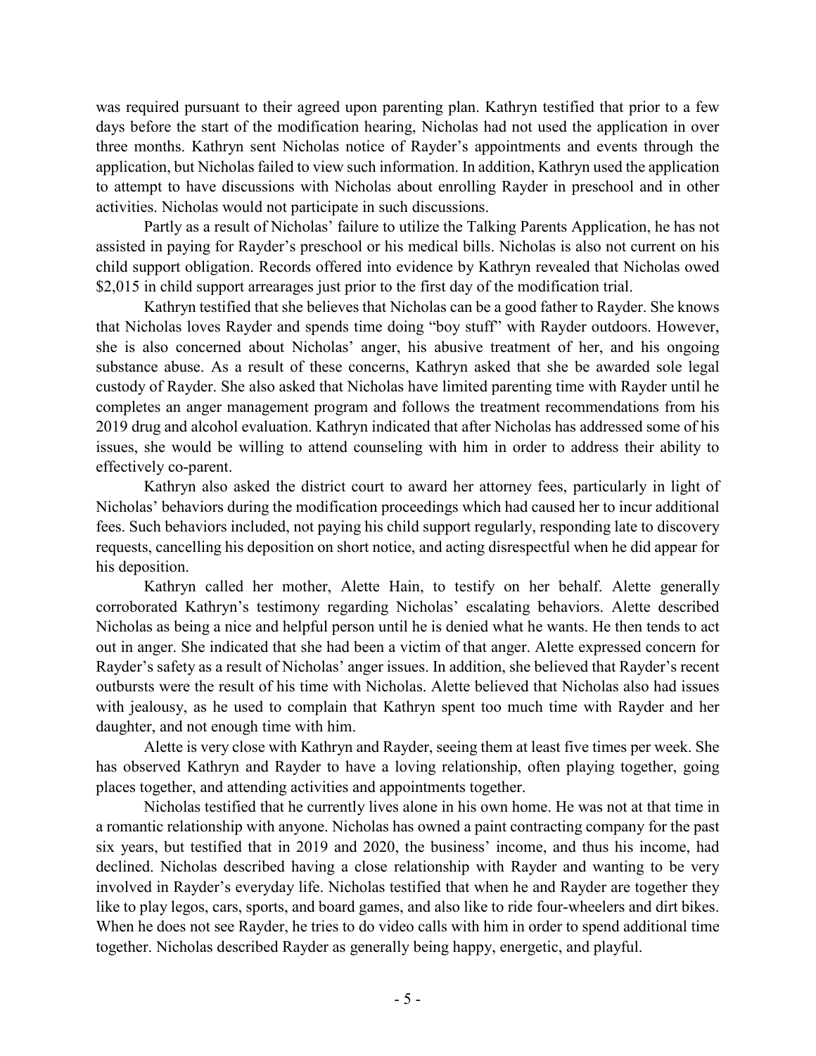was required pursuant to their agreed upon parenting plan. Kathryn testified that prior to a few days before the start of the modification hearing, Nicholas had not used the application in over three months. Kathryn sent Nicholas notice of Rayder's appointments and events through the application, but Nicholas failed to view such information. In addition, Kathryn used the application to attempt to have discussions with Nicholas about enrolling Rayder in preschool and in other activities. Nicholas would not participate in such discussions.

Partly as a result of Nicholas' failure to utilize the Talking Parents Application, he has not assisted in paying for Rayder's preschool or his medical bills. Nicholas is also not current on his child support obligation. Records offered into evidence by Kathryn revealed that Nicholas owed $2,015 in child support arrearages just prior to the first day of the modification trial.

Kathryn testified that she believes that Nicholas can be a good father to Rayder. She knows that Nicholas loves Rayder and spends time doing "boy stuff" with Rayder outdoors. However, she is also concerned about Nicholas' anger, his abusive treatment of her, and his ongoing substance abuse. As a result of these concerns, Kathryn asked that she be awarded sole legal custody of Rayder. She also asked that Nicholas have limited parenting time with Rayder until he completes an anger management program and follows the treatment recommendations from his 2019 drug and alcohol evaluation. Kathryn indicated that after Nicholas has addressed some of his issues, she would be willing to attend counseling with him in order to address their ability to effectively co-parent.

Kathryn also asked the district court to award her attorney fees, particularly in light of Nicholas' behaviors during the modification proceedings which had caused her to incur additional fees. Such behaviors included, not paying his child support regularly, responding late to discovery requests, cancelling his deposition on short notice, and acting disrespectful when he did appear for his deposition.

Kathryn called her mother, Alette Hain, to testify on her behalf. Alette generally corroborated Kathryn's testimony regarding Nicholas' escalating behaviors. Alette described Nicholas as being a nice and helpful person until he is denied what he wants. He then tends to act out in anger. She indicated that she had been a victim of that anger. Alette expressed concern for Rayder's safety as a result of Nicholas' anger issues. In addition, she believed that Rayder's recent outbursts were the result of his time with Nicholas. Alette believed that Nicholas also had issues with jealousy, as he used to complain that Kathryn spent too much time with Rayder and her daughter, and not enough time with him.

Alette is very close with Kathryn and Rayder, seeing them at least five times per week. She has observed Kathryn and Rayder to have a loving relationship, often playing together, going places together, and attending activities and appointments together.

Nicholas testified that he currently lives alone in his own home. He was not at that time in a romantic relationship with anyone. Nicholas has owned a paint contracting company for the past six years, but testified that in 2019 and 2020, the business' income, and thus his income, had declined. Nicholas described having a close relationship with Rayder and wanting to be very involved in Rayder's everyday life. Nicholas testified that when he and Rayder are together they like to play legos, cars, sports, and board games, and also like to ride four-wheelers and dirt bikes. When he does not see Rayder, he tries to do video calls with him in order to spend additional time together. Nicholas described Rayder as generally being happy, energetic, and playful.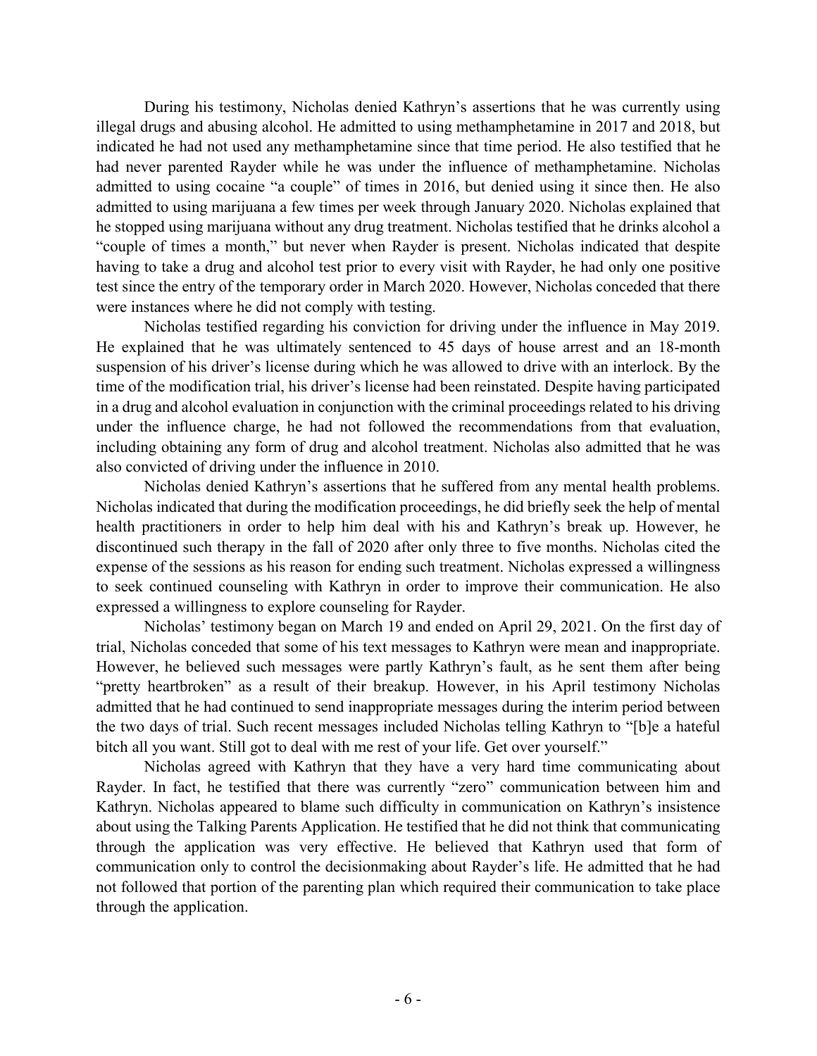During his testimony, Nicholas denied Kathryn's assertions that he was currently using illegal drugs and abusing alcohol. He admitted to using methamphetamine in 2017 and 2018, but indicated he had not used any methamphetamine since that time period. He also testified that he had never parented Rayder while he was under the influence of methamphetamine. Nicholas admitted to using cocaine "a couple" of times in 2016, but denied using it since then. He also admitted to using marijuana a few times per week through January 2020. Nicholas explained that he stopped using marijuana without any drug treatment. Nicholas testified that he drinks alcohol a "couple of times a month," but never when Rayder is present. Nicholas indicated that despite having to take a drug and alcohol test prior to every visit with Rayder, he had only one positive test since the entry of the temporary order in March 2020. However, Nicholas conceded that there were instances where he did not comply with testing.

Nicholas testified regarding his conviction for driving under the influence in May 2019. He explained that he was ultimately sentenced to 45 days of house arrest and an 18-month suspension of his driver's license during which he was allowed to drive with an interlock. By the time of the modification trial, his driver's license had been reinstated. Despite having participated in a drug and alcohol evaluation in conjunction with the criminal proceedings related to his driving under the influence charge, he had not followed the recommendations from that evaluation, including obtaining any form of drug and alcohol treatment. Nicholas also admitted that he was also convicted of driving under the influence in 2010.

Nicholas denied Kathryn's assertions that he suffered from any mental health problems. Nicholas indicated that during the modification proceedings, he did briefly seek the help of mental health practitioners in order to help him deal with his and Kathryn's break up. However, he discontinued such therapy in the fall of 2020 after only three to five months. Nicholas cited the expense of the sessions as his reason for ending such treatment. Nicholas expressed a willingness to seek continued counseling with Kathryn in order to improve their communication. He also expressed a willingness to explore counseling for Rayder.

Nicholas' testimony began on March 19 and ended on April 29, 2021. On the first day of trial, Nicholas conceded that some of his text messages to Kathryn were mean and inappropriate. However, he believed such messages were partly Kathryn's fault, as he sent them after being "pretty heartbroken" as a result of their breakup. However, in his April testimony Nicholas admitted that he had continued to send inappropriate messages during the interim period between the two days of trial. Such recent messages included Nicholas telling Kathryn to "[b]e a hateful bitch all you want. Still got to deal with me rest of your life. Get over yourself."

Nicholas agreed with Kathryn that they have a very hard time communicating about Rayder. In fact, he testified that there was currently "zero" communication between him and Kathryn. Nicholas appeared to blame such difficulty in communication on Kathryn's insistence about using the Talking Parents Application. He testified that he did not think that communicating through the application was very effective. He believed that Kathryn used that form of communication only to control the decisionmaking about Rayder's life. He admitted that he had not followed that portion of the parenting plan which required their communication to take place through the application.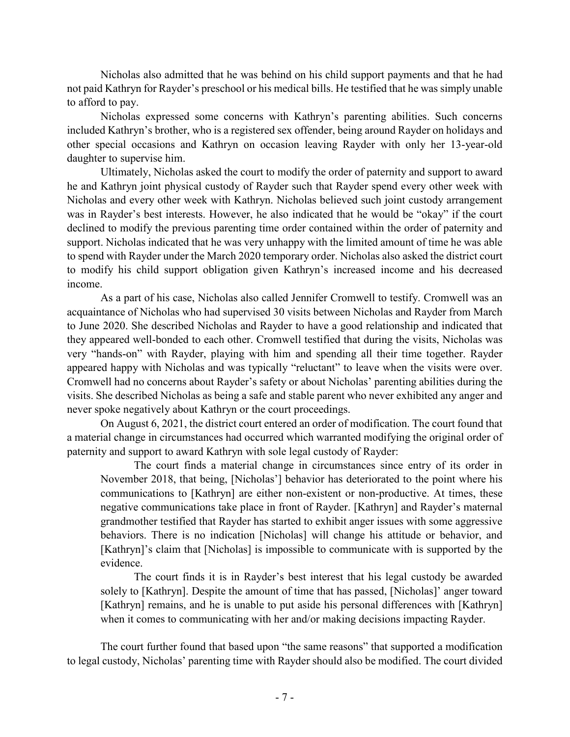Nicholas also admitted that he was behind on his child support payments and that he had not paid Kathryn for Rayder's preschool or his medical bills. He testified that he was simply unable to afford to pay.

Nicholas expressed some concerns with Kathryn's parenting abilities. Such concerns included Kathryn's brother, who is a registered sex offender, being around Rayder on holidays and other special occasions and Kathryn on occasion leaving Rayder with only her 13-year-old daughter to supervise him.

Ultimately, Nicholas asked the court to modify the order of paternity and support to award he and Kathryn joint physical custody of Rayder such that Rayder spend every other week with Nicholas and every other week with Kathryn. Nicholas believed such joint custody arrangement was in Rayder's best interests. However, he also indicated that he would be "okay" if the court declined to modify the previous parenting time order contained within the order of paternity and support. Nicholas indicated that he was very unhappy with the limited amount of time he was able to spend with Rayder under the March 2020 temporary order. Nicholas also asked the district court to modify his child support obligation given Kathryn's increased income and his decreased income.

As a part of his case, Nicholas also called Jennifer Cromwell to testify. Cromwell was an acquaintance of Nicholas who had supervised 30 visits between Nicholas and Rayder from March to June 2020. She described Nicholas and Rayder to have a good relationship and indicated that they appeared well-bonded to each other. Cromwell testified that during the visits, Nicholas was very "hands-on" with Rayder, playing with him and spending all their time together. Rayder appeared happy with Nicholas and was typically "reluctant" to leave when the visits were over. Cromwell had no concerns about Rayder's safety or about Nicholas' parenting abilities during the visits. She described Nicholas as being a safe and stable parent who never exhibited any anger and never spoke negatively about Kathryn or the court proceedings.

On August 6, 2021, the district court entered an order of modification. The court found that a material change in circumstances had occurred which warranted modifying the original order of paternity and support to award Kathryn with sole legal custody of Rayder:

> The court finds a material change in circumstances since entry of its order in November 2018, that being, [Nicholas'] behavior has deteriorated to the point where his communications to [Kathryn] are either non-existent or non-productive. At times, these negative communications take place in front of Rayder. [Kathryn] and Rayder's maternal grandmother testified that Rayder has started to exhibit anger issues with some aggressive behaviors. There is no indication [Nicholas] will change his attitude or behavior, and [Kathryn]'s claim that [Nicholas] is impossible to communicate with is supported by the evidence.
>
> The court finds it is in Rayder's best interest that his legal custody be awarded solely to [Kathryn]. Despite the amount of time that has passed, [Nicholas]' anger toward [Kathryn] remains, and he is unable to put aside his personal differences with [Kathryn] when it comes to communicating with her and/or making decisions impacting Rayder.

The court further found that based upon "the same reasons" that supported a modification to legal custody, Nicholas' parenting time with Rayder should also be modified. The court divided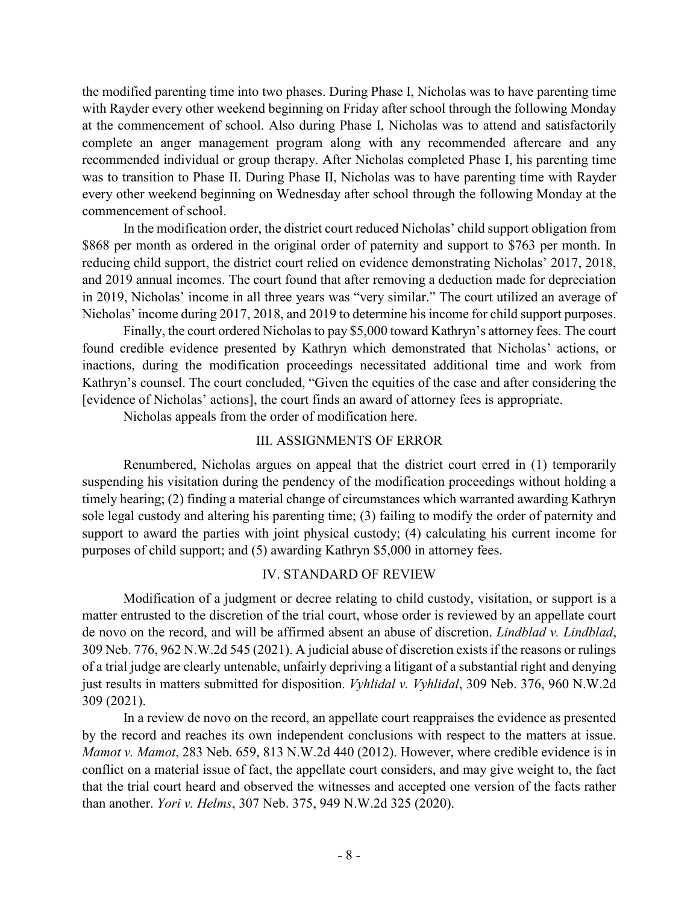the modified parenting time into two phases. During Phase I, Nicholas was to have parenting time with Rayder every other weekend beginning on Friday after school through the following Monday at the commencement of school. Also during Phase I, Nicholas was to attend and satisfactorily complete an anger management program along with any recommended aftercare and any recommended individual or group therapy. After Nicholas completed Phase I, his parenting time was to transition to Phase II. During Phase II, Nicholas was to have parenting time with Rayder every other weekend beginning on Wednesday after school through the following Monday at the commencement of school.

In the modification order, the district court reduced Nicholas' child support obligation from \$868 per month as ordered in the original order of paternity and support to \$763 per month. In reducing child support, the district court relied on evidence demonstrating Nicholas' 2017, 2018, and 2019 annual incomes. The court found that after removing a deduction made for depreciation in 2019, Nicholas' income in all three years was "very similar." The court utilized an average of Nicholas' income during 2017, 2018, and 2019 to determine his income for child support purposes.

Finally, the court ordered Nicholas to pay \$5,000 toward Kathryn's attorney fees. The court found credible evidence presented by Kathryn which demonstrated that Nicholas' actions, or inactions, during the modification proceedings necessitated additional time and work from Kathryn's counsel. The court concluded, "Given the equities of the case and after considering the [evidence of Nicholas' actions], the court finds an award of attorney fees is appropriate.

Nicholas appeals from the order of modification here.

## III. ASSIGNMENTS OF ERROR

Renumbered, Nicholas argues on appeal that the district court erred in (1) temporarily suspending his visitation during the pendency of the modification proceedings without holding a timely hearing; (2) finding a material change of circumstances which warranted awarding Kathryn sole legal custody and altering his parenting time; (3) failing to modify the order of paternity and support to award the parties with joint physical custody; (4) calculating his current income for purposes of child support; and (5) awarding Kathryn \$5,000 in attorney fees.

## IV. STANDARD OF REVIEW

Modification of a judgment or decree relating to child custody, visitation, or support is a matter entrusted to the discretion of the trial court, whose order is reviewed by an appellate court de novo on the record, and will be affirmed absent an abuse of discretion. *Lindblad v. Lindblad*, 309 Neb. 776, 962 N.W.2d 545 (2021). A judicial abuse of discretion exists if the reasons or rulings of a trial judge are clearly untenable, unfairly depriving a litigant of a substantial right and denying just results in matters submitted for disposition. *Vyhlidal v. Vyhlidal*, 309 Neb. 376, 960 N.W.2d 309 (2021).

In a review de novo on the record, an appellate court reappraises the evidence as presented by the record and reaches its own independent conclusions with respect to the matters at issue. *Mamot v. Mamot*, 283 Neb. 659, 813 N.W.2d 440 (2012). However, where credible evidence is in conflict on a material issue of fact, the appellate court considers, and may give weight to, the fact that the trial court heard and observed the witnesses and accepted one version of the facts rather than another. *Yori v. Helms*, 307 Neb. 375, 949 N.W.2d 325 (2020).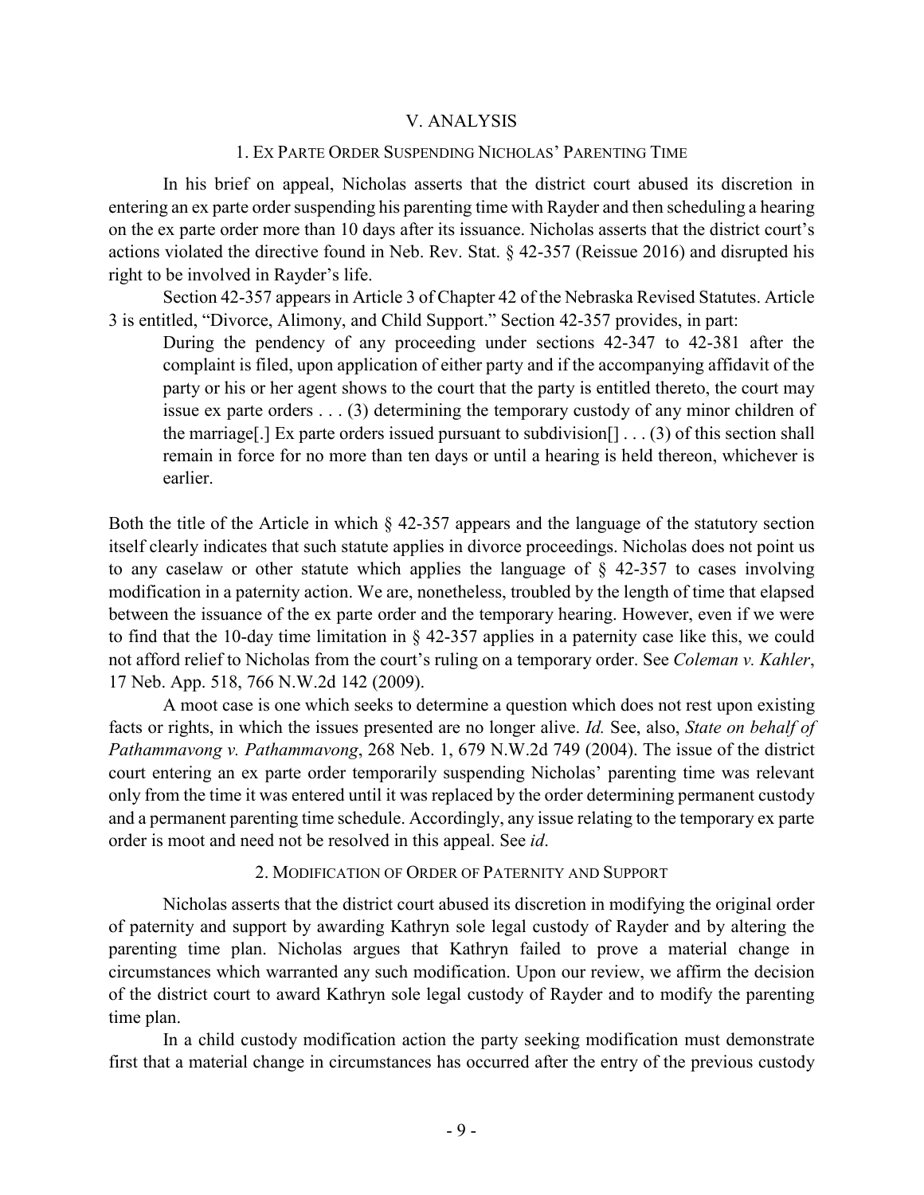## V. ANALYSIS

### 1. EX PARTE ORDER SUSPENDING NICHOLAS' PARENTING TIME

In his brief on appeal, Nicholas asserts that the district court abused its discretion in entering an ex parte order suspending his parenting time with Rayder and then scheduling a hearing on the ex parte order more than 10 days after its issuance. Nicholas asserts that the district court's actions violated the directive found in Neb. Rev. Stat. § 42-357 (Reissue 2016) and disrupted his right to be involved in Rayder's life.

Section 42-357 appears in Article 3 of Chapter 42 of the Nebraska Revised Statutes. Article 3 is entitled, "Divorce, Alimony, and Child Support." Section 42-357 provides, in part:

> During the pendency of any proceeding under sections 42-347 to 42-381 after the complaint is filed, upon application of either party and if the accompanying affidavit of the party or his or her agent shows to the court that the party is entitled thereto, the court may issue ex parte orders . . . (3) determining the temporary custody of any minor children of the marriage[.] Ex parte orders issued pursuant to subdivision[] . . . (3) of this section shall remain in force for no more than ten days or until a hearing is held thereon, whichever is earlier.

Both the title of the Article in which § 42-357 appears and the language of the statutory section itself clearly indicates that such statute applies in divorce proceedings. Nicholas does not point us to any caselaw or other statute which applies the language of § 42-357 to cases involving modification in a paternity action. We are, nonetheless, troubled by the length of time that elapsed between the issuance of the ex parte order and the temporary hearing. However, even if we were to find that the 10-day time limitation in § 42-357 applies in a paternity case like this, we could not afford relief to Nicholas from the court's ruling on a temporary order. See *Coleman v. Kahler*, 17 Neb. App. 518, 766 N.W.2d 142 (2009).

A moot case is one which seeks to determine a question which does not rest upon existing facts or rights, in which the issues presented are no longer alive. *Id.* See, also, *State on behalf of Pathammavong v. Pathammavong*, 268 Neb. 1, 679 N.W.2d 749 (2004). The issue of the district court entering an ex parte order temporarily suspending Nicholas' parenting time was relevant only from the time it was entered until it was replaced by the order determining permanent custody and a permanent parenting time schedule. Accordingly, any issue relating to the temporary ex parte order is moot and need not be resolved in this appeal. See *id*.

### 2. MODIFICATION OF ORDER OF PATERNITY AND SUPPORT

Nicholas asserts that the district court abused its discretion in modifying the original order of paternity and support by awarding Kathryn sole legal custody of Rayder and by altering the parenting time plan. Nicholas argues that Kathryn failed to prove a material change in circumstances which warranted any such modification. Upon our review, we affirm the decision of the district court to award Kathryn sole legal custody of Rayder and to modify the parenting time plan.

In a child custody modification action the party seeking modification must demonstrate first that a material change in circumstances has occurred after the entry of the previous custody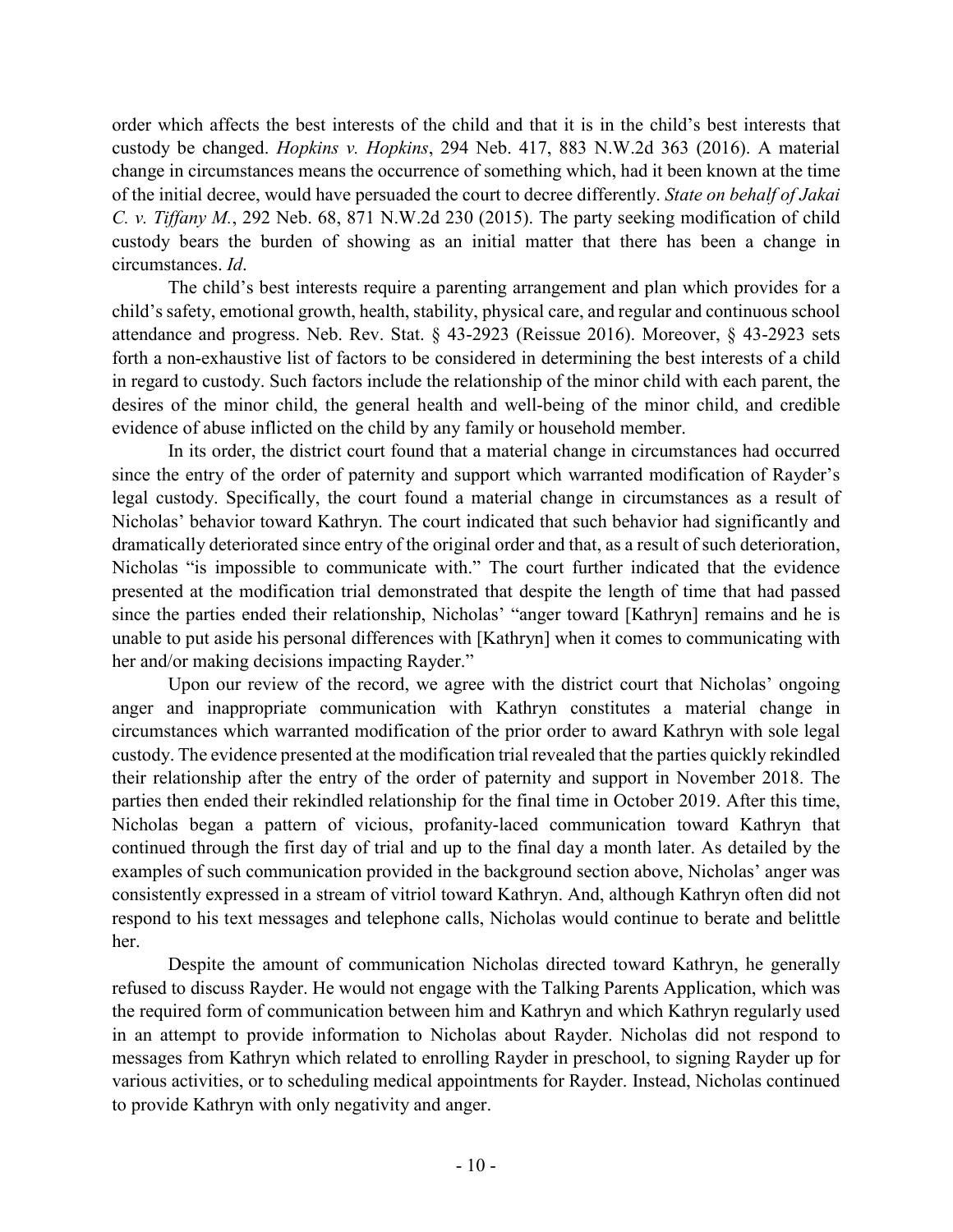order which affects the best interests of the child and that it is in the child's best interests that custody be changed. *Hopkins v. Hopkins*, 294 Neb. 417, 883 N.W.2d 363 (2016). A material change in circumstances means the occurrence of something which, had it been known at the time of the initial decree, would have persuaded the court to decree differently. *State on behalf of Jakai C. v. Tiffany M.*, 292 Neb. 68, 871 N.W.2d 230 (2015). The party seeking modification of child custody bears the burden of showing as an initial matter that there has been a change in circumstances. *Id*.

The child's best interests require a parenting arrangement and plan which provides for a child's safety, emotional growth, health, stability, physical care, and regular and continuous school attendance and progress. Neb. Rev. Stat. § 43-2923 (Reissue 2016). Moreover, § 43-2923 sets forth a non-exhaustive list of factors to be considered in determining the best interests of a child in regard to custody. Such factors include the relationship of the minor child with each parent, the desires of the minor child, the general health and well-being of the minor child, and credible evidence of abuse inflicted on the child by any family or household member.

In its order, the district court found that a material change in circumstances had occurred since the entry of the order of paternity and support which warranted modification of Rayder's legal custody. Specifically, the court found a material change in circumstances as a result of Nicholas' behavior toward Kathryn. The court indicated that such behavior had significantly and dramatically deteriorated since entry of the original order and that, as a result of such deterioration, Nicholas "is impossible to communicate with." The court further indicated that the evidence presented at the modification trial demonstrated that despite the length of time that had passed since the parties ended their relationship, Nicholas' "anger toward [Kathryn] remains and he is unable to put aside his personal differences with [Kathryn] when it comes to communicating with her and/or making decisions impacting Rayder."

Upon our review of the record, we agree with the district court that Nicholas' ongoing anger and inappropriate communication with Kathryn constitutes a material change in circumstances which warranted modification of the prior order to award Kathryn with sole legal custody. The evidence presented at the modification trial revealed that the parties quickly rekindled their relationship after the entry of the order of paternity and support in November 2018. The parties then ended their rekindled relationship for the final time in October 2019. After this time, Nicholas began a pattern of vicious, profanity-laced communication toward Kathryn that continued through the first day of trial and up to the final day a month later. As detailed by the examples of such communication provided in the background section above, Nicholas' anger was consistently expressed in a stream of vitriol toward Kathryn. And, although Kathryn often did not respond to his text messages and telephone calls, Nicholas would continue to berate and belittle her.

Despite the amount of communication Nicholas directed toward Kathryn, he generally refused to discuss Rayder. He would not engage with the Talking Parents Application, which was the required form of communication between him and Kathryn and which Kathryn regularly used in an attempt to provide information to Nicholas about Rayder. Nicholas did not respond to messages from Kathryn which related to enrolling Rayder in preschool, to signing Rayder up for various activities, or to scheduling medical appointments for Rayder. Instead, Nicholas continued to provide Kathryn with only negativity and anger.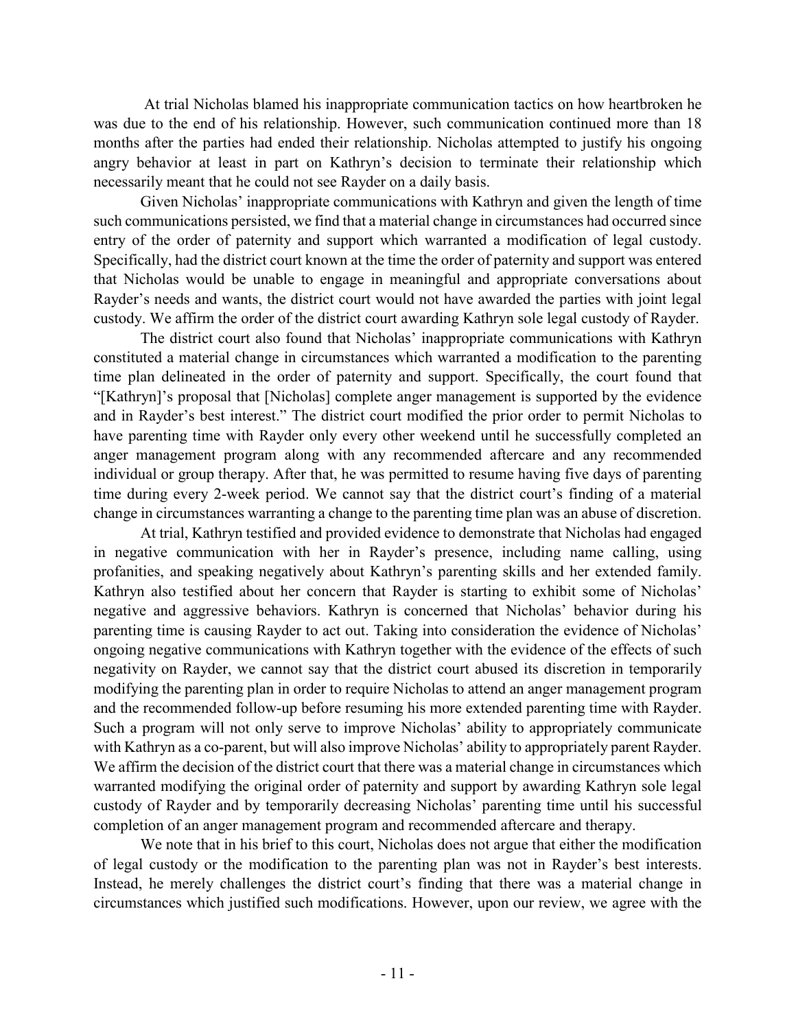At trial Nicholas blamed his inappropriate communication tactics on how heartbroken he was due to the end of his relationship. However, such communication continued more than 18 months after the parties had ended their relationship. Nicholas attempted to justify his ongoing angry behavior at least in part on Kathryn's decision to terminate their relationship which necessarily meant that he could not see Rayder on a daily basis.

Given Nicholas' inappropriate communications with Kathryn and given the length of time such communications persisted, we find that a material change in circumstances had occurred since entry of the order of paternity and support which warranted a modification of legal custody. Specifically, had the district court known at the time the order of paternity and support was entered that Nicholas would be unable to engage in meaningful and appropriate conversations about Rayder's needs and wants, the district court would not have awarded the parties with joint legal custody. We affirm the order of the district court awarding Kathryn sole legal custody of Rayder.

The district court also found that Nicholas' inappropriate communications with Kathryn constituted a material change in circumstances which warranted a modification to the parenting time plan delineated in the order of paternity and support. Specifically, the court found that "[Kathryn]'s proposal that [Nicholas] complete anger management is supported by the evidence and in Rayder's best interest." The district court modified the prior order to permit Nicholas to have parenting time with Rayder only every other weekend until he successfully completed an anger management program along with any recommended aftercare and any recommended individual or group therapy. After that, he was permitted to resume having five days of parenting time during every 2-week period. We cannot say that the district court's finding of a material change in circumstances warranting a change to the parenting time plan was an abuse of discretion.

At trial, Kathryn testified and provided evidence to demonstrate that Nicholas had engaged in negative communication with her in Rayder's presence, including name calling, using profanities, and speaking negatively about Kathryn's parenting skills and her extended family. Kathryn also testified about her concern that Rayder is starting to exhibit some of Nicholas' negative and aggressive behaviors. Kathryn is concerned that Nicholas' behavior during his parenting time is causing Rayder to act out. Taking into consideration the evidence of Nicholas' ongoing negative communications with Kathryn together with the evidence of the effects of such negativity on Rayder, we cannot say that the district court abused its discretion in temporarily modifying the parenting plan in order to require Nicholas to attend an anger management program and the recommended follow-up before resuming his more extended parenting time with Rayder. Such a program will not only serve to improve Nicholas' ability to appropriately communicate with Kathryn as a co-parent, but will also improve Nicholas' ability to appropriately parent Rayder. We affirm the decision of the district court that there was a material change in circumstances which warranted modifying the original order of paternity and support by awarding Kathryn sole legal custody of Rayder and by temporarily decreasing Nicholas' parenting time until his successful completion of an anger management program and recommended aftercare and therapy.

We note that in his brief to this court, Nicholas does not argue that either the modification of legal custody or the modification to the parenting plan was not in Rayder's best interests. Instead, he merely challenges the district court's finding that there was a material change in circumstances which justified such modifications. However, upon our review, we agree with the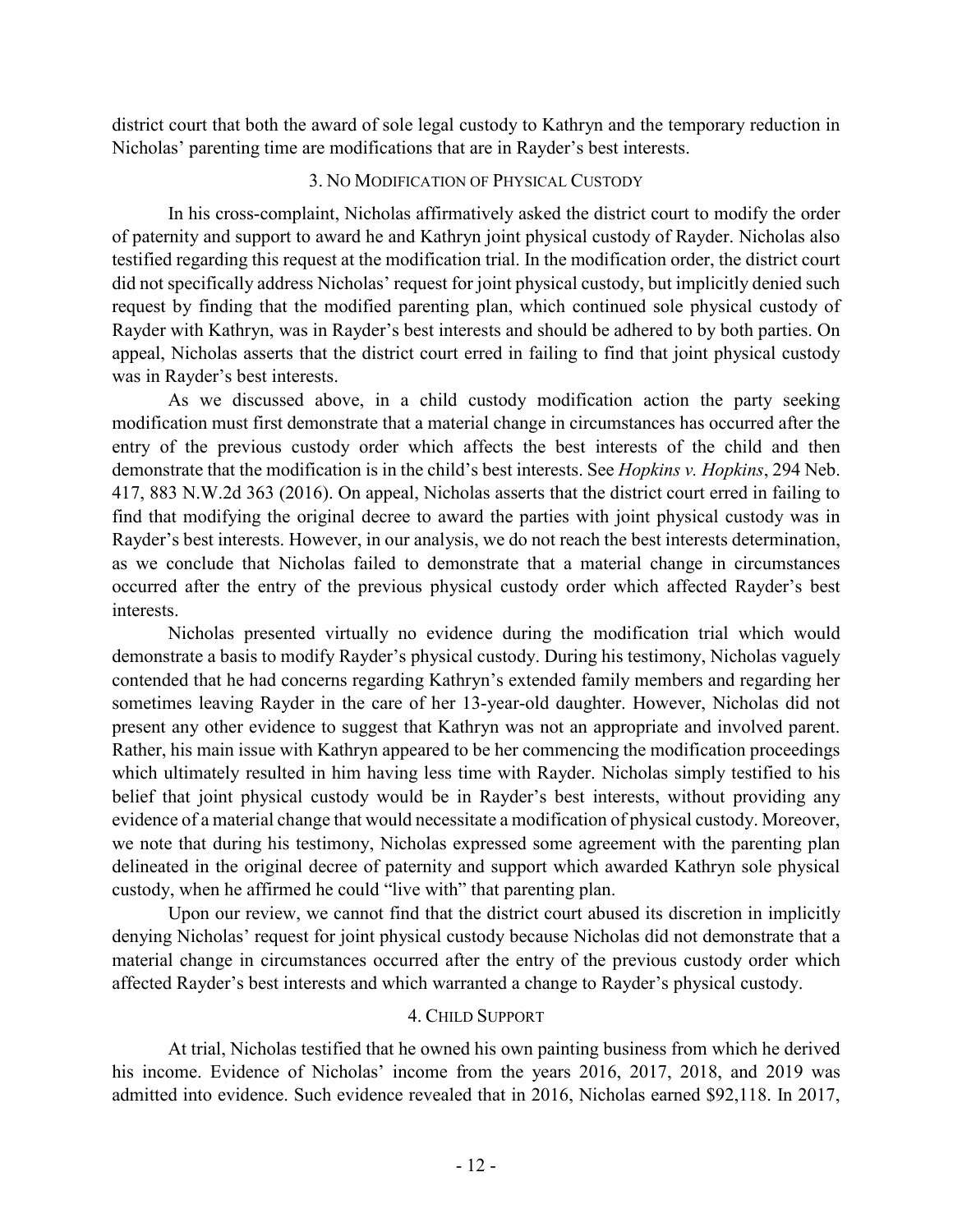district court that both the award of sole legal custody to Kathryn and the temporary reduction in Nicholas' parenting time are modifications that are in Rayder's best interests.

### 3. No Modification of Physical Custody

In his cross-complaint, Nicholas affirmatively asked the district court to modify the order of paternity and support to award he and Kathryn joint physical custody of Rayder. Nicholas also testified regarding this request at the modification trial. In the modification order, the district court did not specifically address Nicholas' request for joint physical custody, but implicitly denied such request by finding that the modified parenting plan, which continued sole physical custody of Rayder with Kathryn, was in Rayder's best interests and should be adhered to by both parties. On appeal, Nicholas asserts that the district court erred in failing to find that joint physical custody was in Rayder's best interests.

As we discussed above, in a child custody modification action the party seeking modification must first demonstrate that a material change in circumstances has occurred after the entry of the previous custody order which affects the best interests of the child and then demonstrate that the modification is in the child's best interests. See *Hopkins v. Hopkins*, 294 Neb. 417, 883 N.W.2d 363 (2016). On appeal, Nicholas asserts that the district court erred in failing to find that modifying the original decree to award the parties with joint physical custody was in Rayder's best interests. However, in our analysis, we do not reach the best interests determination, as we conclude that Nicholas failed to demonstrate that a material change in circumstances occurred after the entry of the previous physical custody order which affected Rayder's best interests.

Nicholas presented virtually no evidence during the modification trial which would demonstrate a basis to modify Rayder's physical custody. During his testimony, Nicholas vaguely contended that he had concerns regarding Kathryn's extended family members and regarding her sometimes leaving Rayder in the care of her 13-year-old daughter. However, Nicholas did not present any other evidence to suggest that Kathryn was not an appropriate and involved parent. Rather, his main issue with Kathryn appeared to be her commencing the modification proceedings which ultimately resulted in him having less time with Rayder. Nicholas simply testified to his belief that joint physical custody would be in Rayder's best interests, without providing any evidence of a material change that would necessitate a modification of physical custody. Moreover, we note that during his testimony, Nicholas expressed some agreement with the parenting plan delineated in the original decree of paternity and support which awarded Kathryn sole physical custody, when he affirmed he could "live with" that parenting plan.

Upon our review, we cannot find that the district court abused its discretion in implicitly denying Nicholas' request for joint physical custody because Nicholas did not demonstrate that a material change in circumstances occurred after the entry of the previous custody order which affected Rayder's best interests and which warranted a change to Rayder's physical custody.

### 4. Child Support

At trial, Nicholas testified that he owned his own painting business from which he derived his income. Evidence of Nicholas' income from the years 2016, 2017, 2018, and 2019 was admitted into evidence. Such evidence revealed that in 2016, Nicholas earned $92,118. In 2017,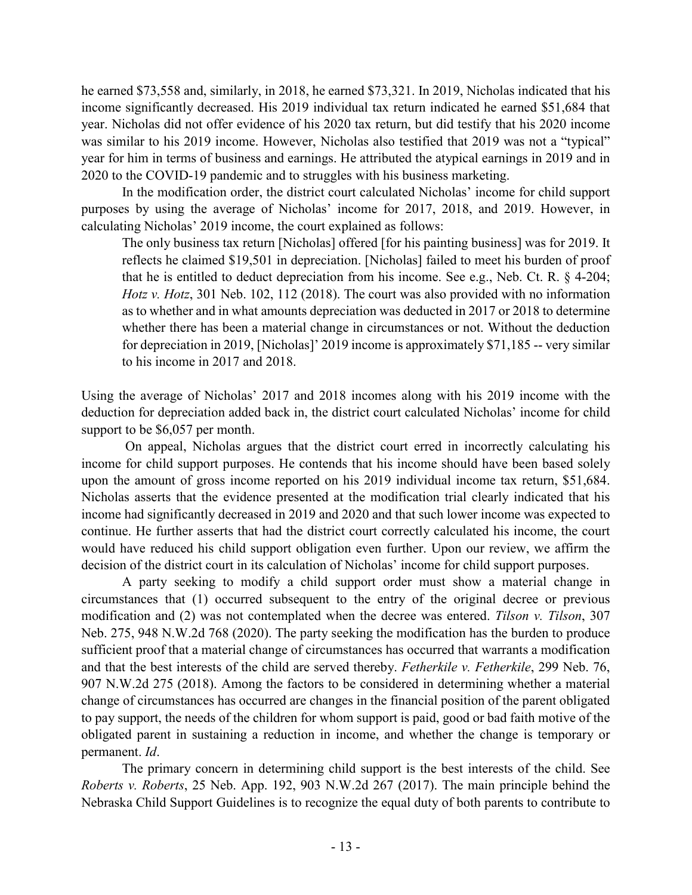he earned $73,558 and, similarly, in 2018, he earned $73,321. In 2019, Nicholas indicated that his income significantly decreased. His 2019 individual tax return indicated he earned $51,684 that year. Nicholas did not offer evidence of his 2020 tax return, but did testify that his 2020 income was similar to his 2019 income. However, Nicholas also testified that 2019 was not a "typical" year for him in terms of business and earnings. He attributed the atypical earnings in 2019 and in 2020 to the COVID-19 pandemic and to struggles with his business marketing.

In the modification order, the district court calculated Nicholas' income for child support purposes by using the average of Nicholas' income for 2017, 2018, and 2019. However, in calculating Nicholas' 2019 income, the court explained as follows:

> The only business tax return [Nicholas] offered [for his painting business] was for 2019. It reflects he claimed $19,501 in depreciation. [Nicholas] failed to meet his burden of proof that he is entitled to deduct depreciation from his income. See e.g., Neb. Ct. R. § 4-204; *Hotz v. Hotz*, 301 Neb. 102, 112 (2018). The court was also provided with no information as to whether and in what amounts depreciation was deducted in 2017 or 2018 to determine whether there has been a material change in circumstances or not. Without the deduction for depreciation in 2019, [Nicholas]' 2019 income is approximately $71,185 -- very similar to his income in 2017 and 2018.

Using the average of Nicholas' 2017 and 2018 incomes along with his 2019 income with the deduction for depreciation added back in, the district court calculated Nicholas' income for child support to be $6,057 per month.

On appeal, Nicholas argues that the district court erred in incorrectly calculating his income for child support purposes. He contends that his income should have been based solely upon the amount of gross income reported on his 2019 individual income tax return, $51,684. Nicholas asserts that the evidence presented at the modification trial clearly indicated that his income had significantly decreased in 2019 and 2020 and that such lower income was expected to continue. He further asserts that had the district court correctly calculated his income, the court would have reduced his child support obligation even further. Upon our review, we affirm the decision of the district court in its calculation of Nicholas' income for child support purposes.

A party seeking to modify a child support order must show a material change in circumstances that (1) occurred subsequent to the entry of the original decree or previous modification and (2) was not contemplated when the decree was entered. *Tilson v. Tilson*, 307 Neb. 275, 948 N.W.2d 768 (2020). The party seeking the modification has the burden to produce sufficient proof that a material change of circumstances has occurred that warrants a modification and that the best interests of the child are served thereby. *Fetherkile v. Fetherkile*, 299 Neb. 76, 907 N.W.2d 275 (2018). Among the factors to be considered in determining whether a material change of circumstances has occurred are changes in the financial position of the parent obligated to pay support, the needs of the children for whom support is paid, good or bad faith motive of the obligated parent in sustaining a reduction in income, and whether the change is temporary or permanent. *Id*.

The primary concern in determining child support is the best interests of the child. See *Roberts v. Roberts*, 25 Neb. App. 192, 903 N.W.2d 267 (2017). The main principle behind the Nebraska Child Support Guidelines is to recognize the equal duty of both parents to contribute to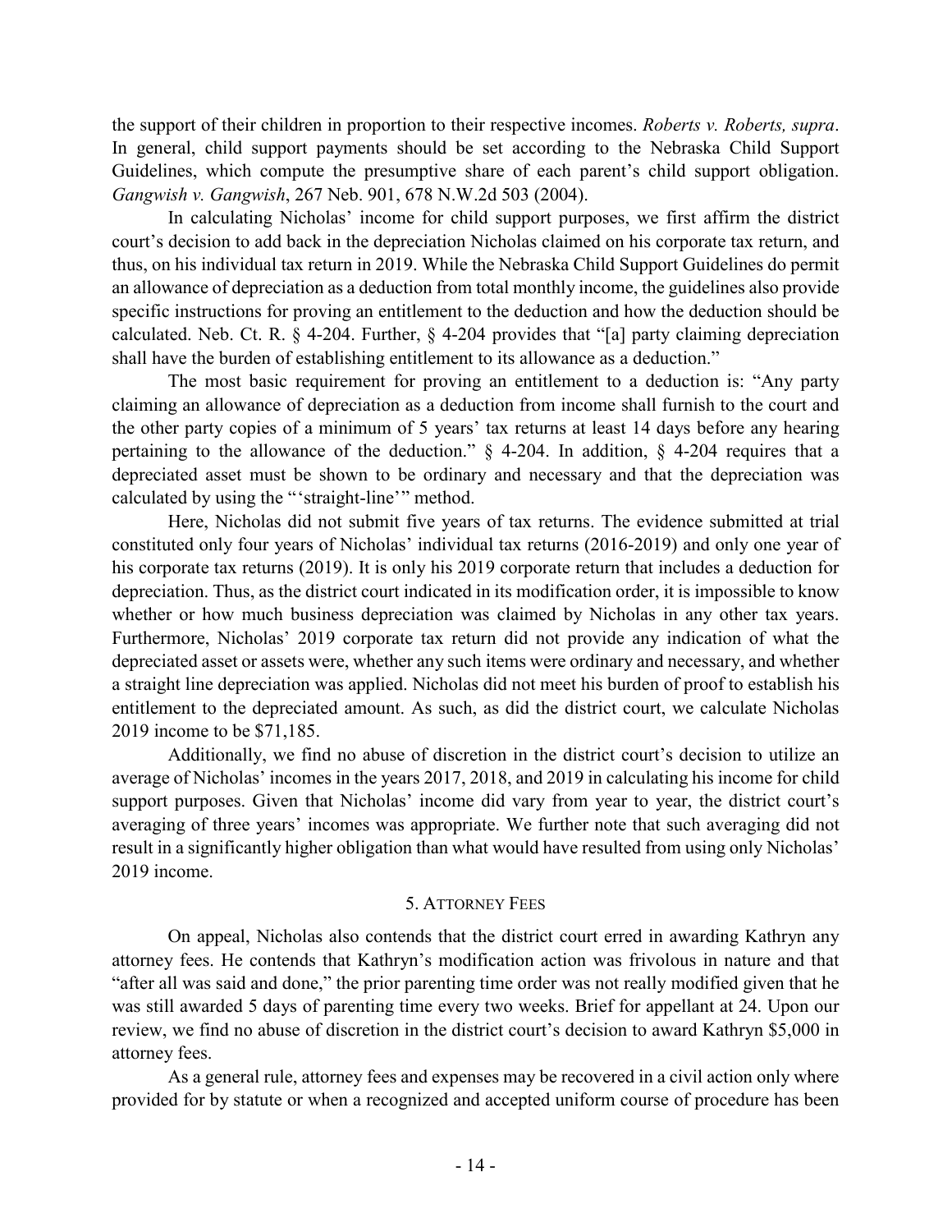the support of their children in proportion to their respective incomes. *Roberts v. Roberts, supra*. In general, child support payments should be set according to the Nebraska Child Support Guidelines, which compute the presumptive share of each parent's child support obligation. *Gangwish v. Gangwish*, 267 Neb. 901, 678 N.W.2d 503 (2004).

In calculating Nicholas' income for child support purposes, we first affirm the district court's decision to add back in the depreciation Nicholas claimed on his corporate tax return, and thus, on his individual tax return in 2019. While the Nebraska Child Support Guidelines do permit an allowance of depreciation as a deduction from total monthly income, the guidelines also provide specific instructions for proving an entitlement to the deduction and how the deduction should be calculated. Neb. Ct. R. § 4-204. Further, § 4-204 provides that "[a] party claiming depreciation shall have the burden of establishing entitlement to its allowance as a deduction."

The most basic requirement for proving an entitlement to a deduction is: "Any party claiming an allowance of depreciation as a deduction from income shall furnish to the court and the other party copies of a minimum of 5 years' tax returns at least 14 days before any hearing pertaining to the allowance of the deduction." § 4-204. In addition, § 4-204 requires that a depreciated asset must be shown to be ordinary and necessary and that the depreciation was calculated by using the "'straight-line'" method.

Here, Nicholas did not submit five years of tax returns. The evidence submitted at trial constituted only four years of Nicholas' individual tax returns (2016-2019) and only one year of his corporate tax returns (2019). It is only his 2019 corporate return that includes a deduction for depreciation. Thus, as the district court indicated in its modification order, it is impossible to know whether or how much business depreciation was claimed by Nicholas in any other tax years. Furthermore, Nicholas' 2019 corporate tax return did not provide any indication of what the depreciated asset or assets were, whether any such items were ordinary and necessary, and whether a straight line depreciation was applied. Nicholas did not meet his burden of proof to establish his entitlement to the depreciated amount. As such, as did the district court, we calculate Nicholas 2019 income to be $71,185.

Additionally, we find no abuse of discretion in the district court's decision to utilize an average of Nicholas' incomes in the years 2017, 2018, and 2019 in calculating his income for child support purposes. Given that Nicholas' income did vary from year to year, the district court's averaging of three years' incomes was appropriate. We further note that such averaging did not result in a significantly higher obligation than what would have resulted from using only Nicholas' 2019 income.

### 5. Attorney Fees

On appeal, Nicholas also contends that the district court erred in awarding Kathryn any attorney fees. He contends that Kathryn's modification action was frivolous in nature and that "after all was said and done," the prior parenting time order was not really modified given that he was still awarded 5 days of parenting time every two weeks. Brief for appellant at 24. Upon our review, we find no abuse of discretion in the district court's decision to award Kathryn $5,000 in attorney fees.

As a general rule, attorney fees and expenses may be recovered in a civil action only where provided for by statute or when a recognized and accepted uniform course of procedure has been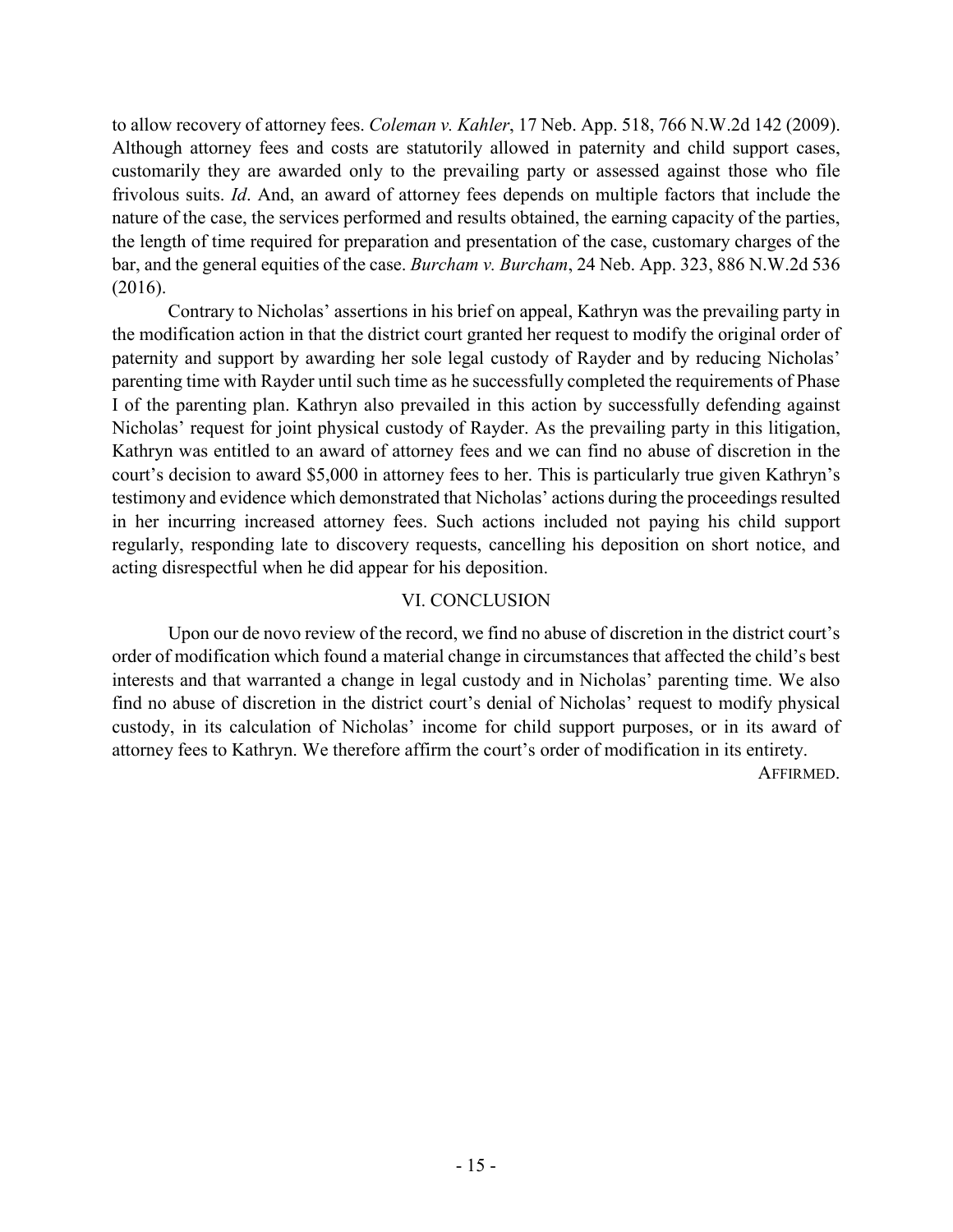to allow recovery of attorney fees. *Coleman v. Kahler*, 17 Neb. App. 518, 766 N.W.2d 142 (2009). Although attorney fees and costs are statutorily allowed in paternity and child support cases, customarily they are awarded only to the prevailing party or assessed against those who file frivolous suits. *Id*. And, an award of attorney fees depends on multiple factors that include the nature of the case, the services performed and results obtained, the earning capacity of the parties, the length of time required for preparation and presentation of the case, customary charges of the bar, and the general equities of the case. *Burcham v. Burcham*, 24 Neb. App. 323, 886 N.W.2d 536 (2016).

Contrary to Nicholas' assertions in his brief on appeal, Kathryn was the prevailing party in the modification action in that the district court granted her request to modify the original order of paternity and support by awarding her sole legal custody of Rayder and by reducing Nicholas' parenting time with Rayder until such time as he successfully completed the requirements of Phase I of the parenting plan. Kathryn also prevailed in this action by successfully defending against Nicholas' request for joint physical custody of Rayder. As the prevailing party in this litigation, Kathryn was entitled to an award of attorney fees and we can find no abuse of discretion in the court's decision to award $5,000 in attorney fees to her. This is particularly true given Kathryn's testimony and evidence which demonstrated that Nicholas' actions during the proceedings resulted in her incurring increased attorney fees. Such actions included not paying his child support regularly, responding late to discovery requests, cancelling his deposition on short notice, and acting disrespectful when he did appear for his deposition.

## VI. CONCLUSION

Upon our de novo review of the record, we find no abuse of discretion in the district court's order of modification which found a material change in circumstances that affected the child's best interests and that warranted a change in legal custody and in Nicholas' parenting time. We also find no abuse of discretion in the district court's denial of Nicholas' request to modify physical custody, in its calculation of Nicholas' income for child support purposes, or in its award of attorney fees to Kathryn. We therefore affirm the court's order of modification in its entirety.

AFFIRMED.